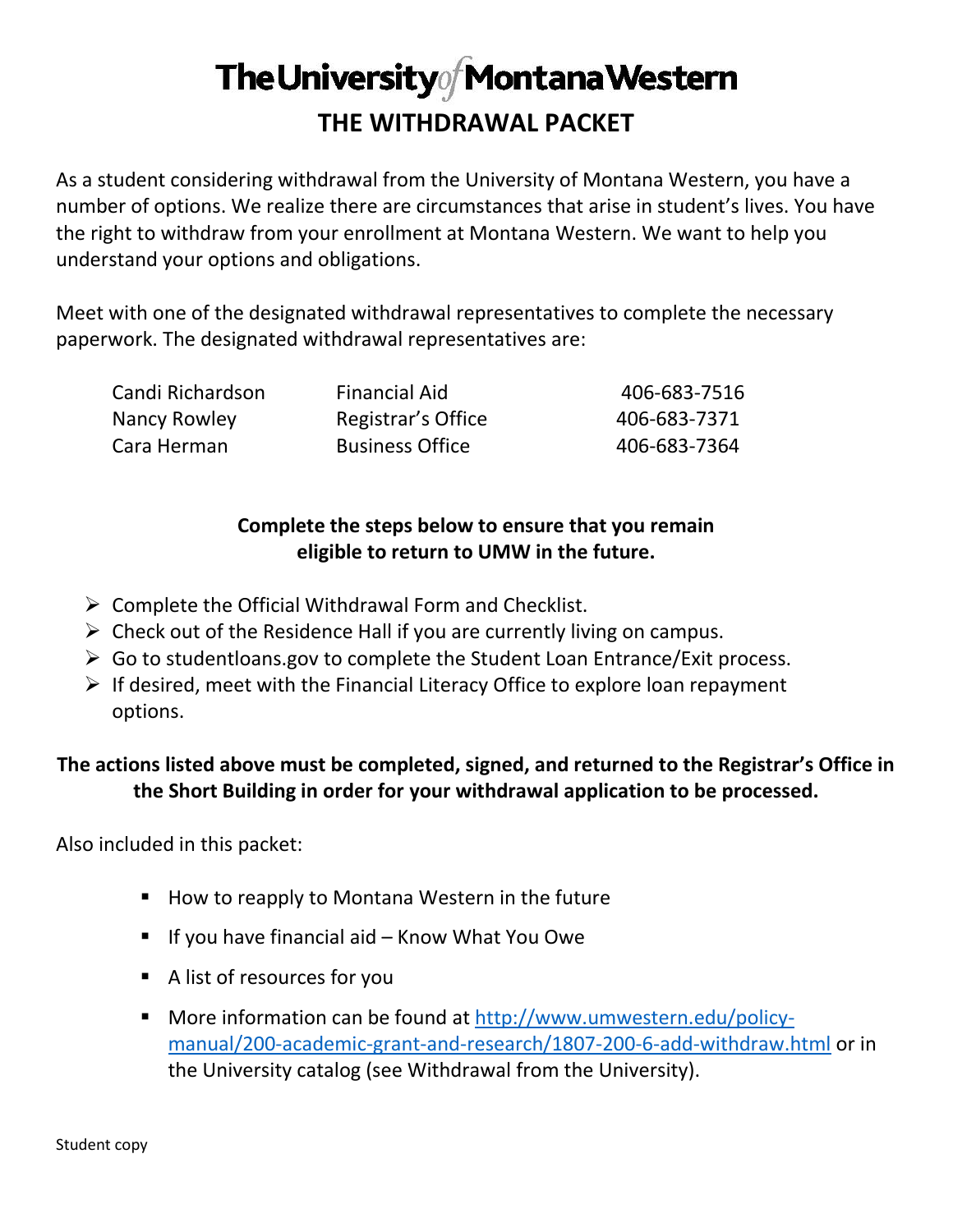# The University of Montana Western

## THE WITHDRAWAL PACKET

As a student considering withdrawal from the University of Montana Western, you have a number of options. We realize there are circumstances that arise in student's lives. You have the right to withdraw from your enrollment at Montana Western. We want to help you understand your options and obligations.

Meet with one of the designated withdrawal representatives to complete the necessary paperwork. The designated withdrawal representatives are:

| Name | Office | Phone |
|---|---|---|
| Candi Richardson | Financial Aid | 406-683-7516 |
| Nancy Rowley | Registrar's Office | 406-683-7371 |
| Cara Herman | Business Office | 406-683-7364 |

**Complete the steps below to ensure that you remain eligible to return to UMW in the future.**

- Complete the Official Withdrawal Form and Checklist.
- Check out of the Residence Hall if you are currently living on campus.
- Go to studentloans.gov to complete the Student Loan Entrance/Exit process.
- If desired, meet with the Financial Literacy Office to explore loan repayment options.

**The actions listed above must be completed, signed, and returned to the Registrar's Office in the Short Building in order for your withdrawal application to be processed.**

Also included in this packet:

- How to reapply to Montana Western in the future
- If you have financial aid – Know What You Owe
- A list of resources for you
- More information can be found at [http://www.umwestern.edu/policy-manual/200-academic-grant-and-research/1807-200-6-add-withdraw.html](http://www.umwestern.edu/policy-manual/200-academic-grant-and-research/1807-200-6-add-withdraw.html) or in the University catalog (see Withdrawal from the University).

Student copy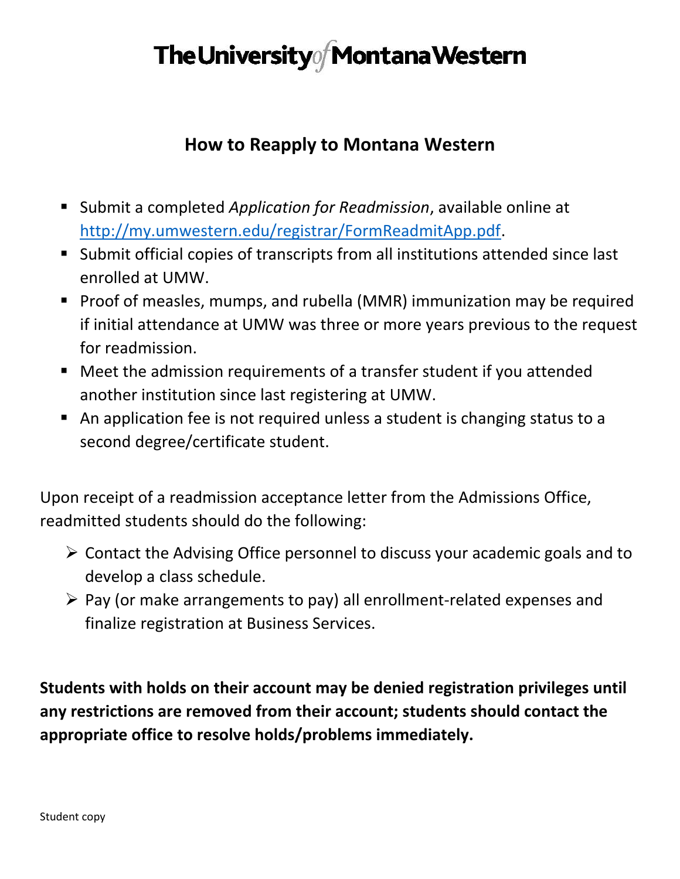# The University of Montana Western

## How to Reapply to Montana Western

- Submit a completed *Application for Readmission*, available online at [http://my.umwestern.edu/registrar/FormReadmitApp.pdf](http://my.umwestern.edu/registrar/FormReadmitApp.pdf).
- Submit official copies of transcripts from all institutions attended since last enrolled at UMW.
- Proof of measles, mumps, and rubella (MMR) immunization may be required if initial attendance at UMW was three or more years previous to the request for readmission.
- Meet the admission requirements of a transfer student if you attended another institution since last registering at UMW.
- An application fee is not required unless a student is changing status to a second degree/certificate student.

Upon receipt of a readmission acceptance letter from the Admissions Office, readmitted students should do the following:

- Contact the Advising Office personnel to discuss your academic goals and to develop a class schedule.
- Pay (or make arrangements to pay) all enrollment-related expenses and finalize registration at Business Services.

**Students with holds on their account may be denied registration privileges until any restrictions are removed from their account; students should contact the appropriate office to resolve holds/problems immediately.**

Student copy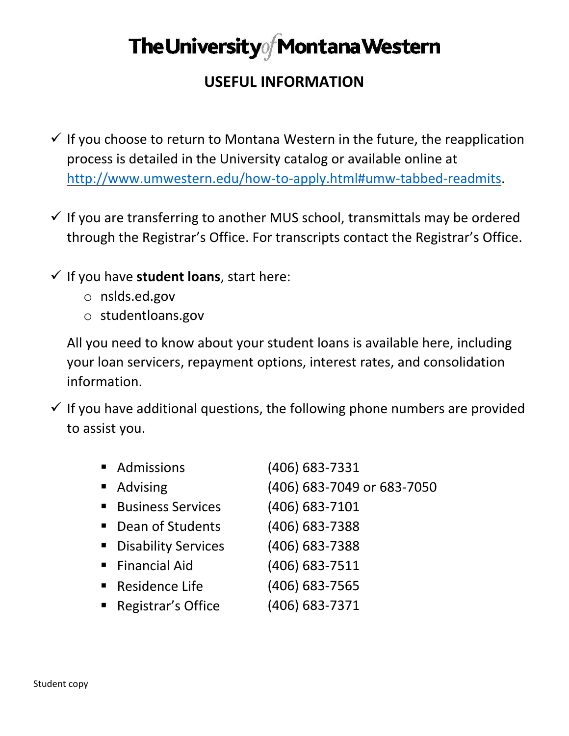# The University of Montana Western

## USEFUL INFORMATION

- ✓ If you choose to return to Montana Western in the future, the reapplication process is detailed in the University catalog or available online at http://www.umwestern.edu/how-to-apply.html#umw-tabbed-readmits.

- ✓ If you are transferring to another MUS school, transmittals may be ordered through the Registrar's Office. For transcripts contact the Registrar's Office.

- ✓ If you have **student loans**, start here:
  - nslds.ed.gov
  - studentloans.gov

  All you need to know about your student loans is available here, including your loan servicers, repayment options, interest rates, and consolidation information.

- ✓ If you have additional questions, the following phone numbers are provided to assist you.

  - Admissions (406) 683-7331
  - Advising (406) 683-7049 or 683-7050
  - Business Services (406) 683-7101
  - Dean of Students (406) 683-7388
  - Disability Services (406) 683-7388
  - Financial Aid (406) 683-7511
  - Residence Life (406) 683-7565
  - Registrar's Office (406) 683-7371

Student copy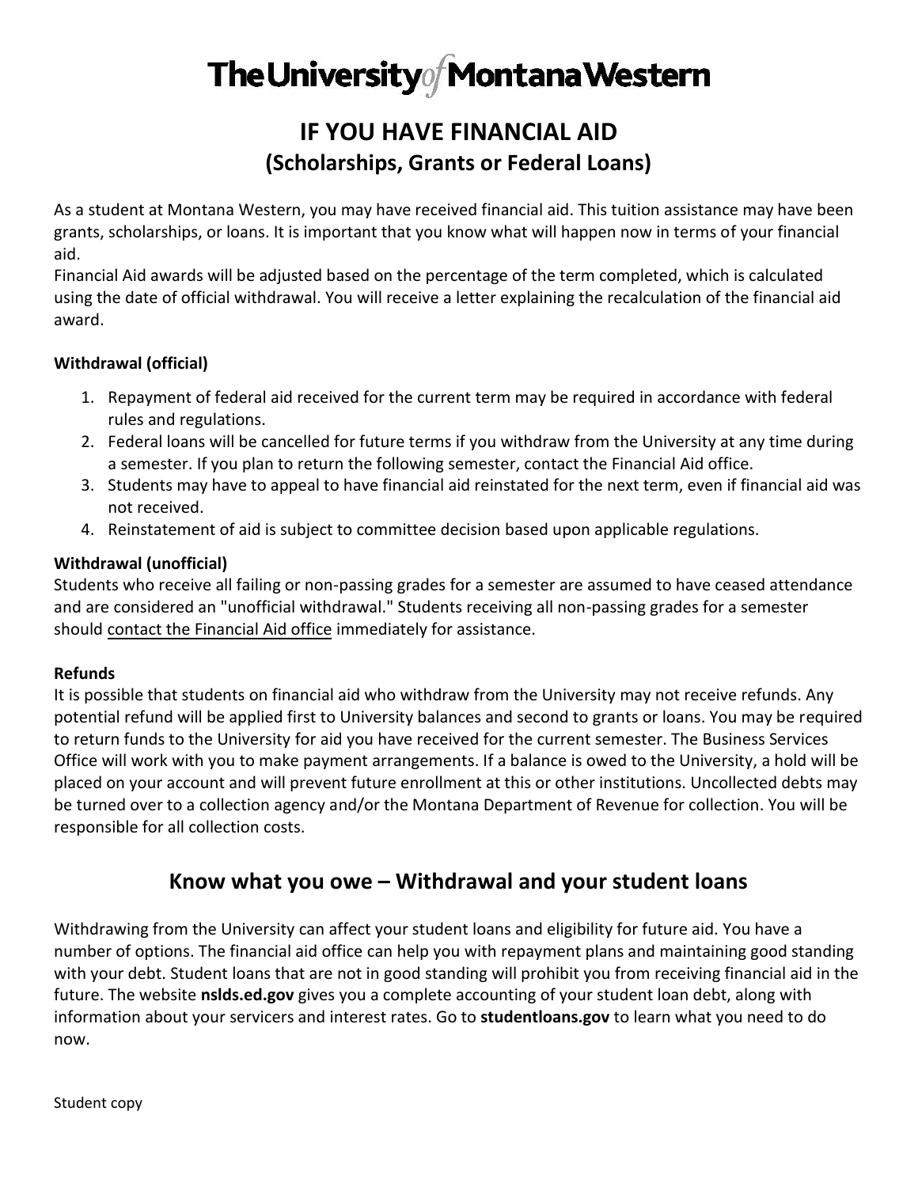# The University *of* Montana Western

## IF YOU HAVE FINANCIAL AID
## (Scholarships, Grants or Federal Loans)

As a student at Montana Western, you may have received financial aid. This tuition assistance may have been grants, scholarships, or loans. It is important that you know what will happen now in terms of your financial aid.

Financial Aid awards will be adjusted based on the percentage of the term completed, which is calculated using the date of official withdrawal. You will receive a letter explaining the recalculation of the financial aid award.

**Withdrawal (official)**

1. Repayment of federal aid received for the current term may be required in accordance with federal rules and regulations.
2. Federal loans will be cancelled for future terms if you withdraw from the University at any time during a semester. If you plan to return the following semester, contact the Financial Aid office.
3. Students may have to appeal to have financial aid reinstated for the next term, even if financial aid was not received.
4. Reinstatement of aid is subject to committee decision based upon applicable regulations.

**Withdrawal (unofficial)**

Students who receive all failing or non-passing grades for a semester are assumed to have ceased attendance and are considered an "unofficial withdrawal." Students receiving all non-passing grades for a semester should contact the Financial Aid office immediately for assistance.

**Refunds**

It is possible that students on financial aid who withdraw from the University may not receive refunds. Any potential refund will be applied first to University balances and second to grants or loans. You may be required to return funds to the University for aid you have received for the current semester. The Business Services Office will work with you to make payment arrangements. If a balance is owed to the University, a hold will be placed on your account and will prevent future enrollment at this or other institutions. Uncollected debts may be turned over to a collection agency and/or the Montana Department of Revenue for collection. You will be responsible for all collection costs.

## Know what you owe – Withdrawal and your student loans

Withdrawing from the University can affect your student loans and eligibility for future aid. You have a number of options. The financial aid office can help you with repayment plans and maintaining good standing with your debt. Student loans that are not in good standing will prohibit you from receiving financial aid in the future. The website **nslds.ed.gov** gives you a complete accounting of your student loan debt, along with information about your servicers and interest rates. Go to **studentloans.gov** to learn what you need to do now.

Student copy